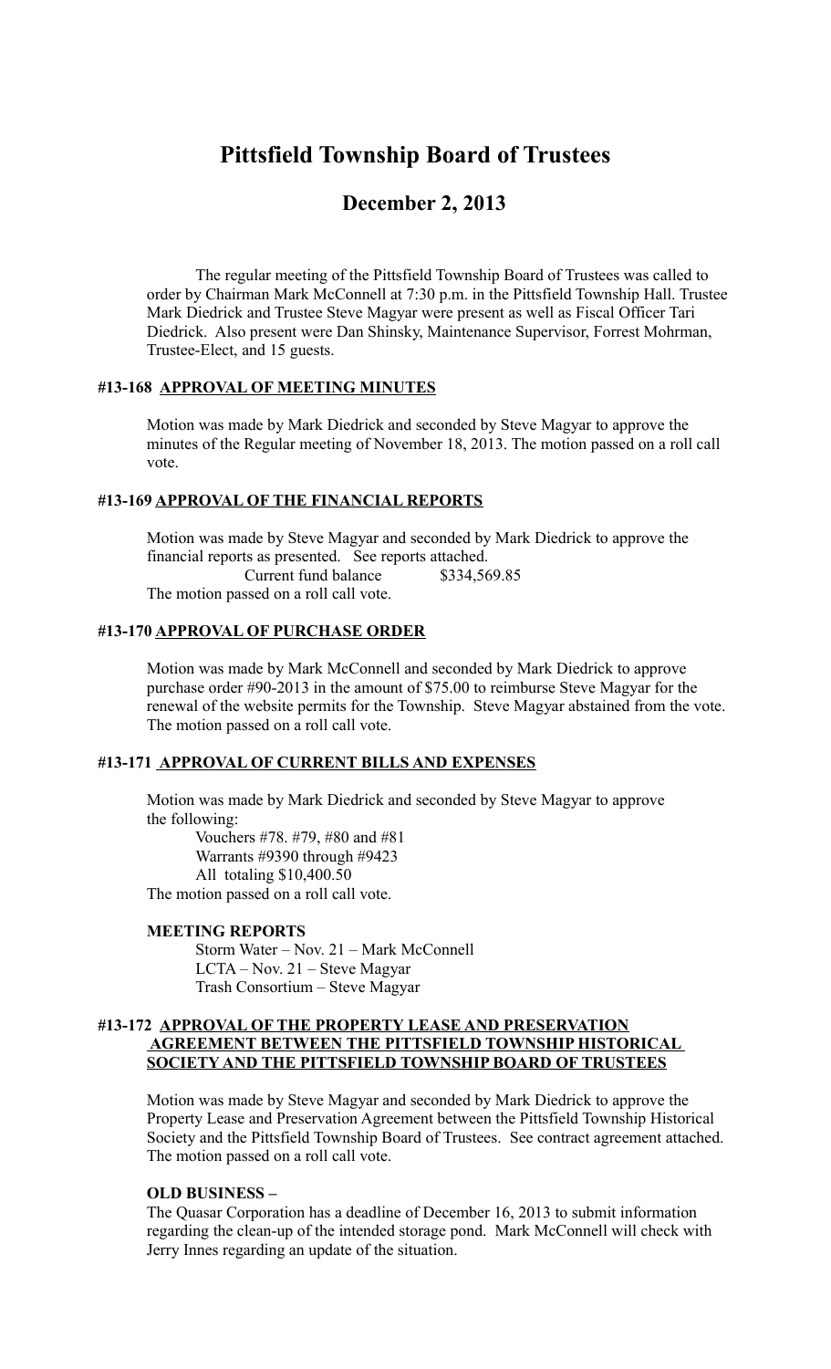# Pittsfield Township Board of Trustees

## December 2, 2013

The regular meeting of the Pittsfield Township Board of Trustees was called to order by Chairman Mark McConnell at 7:30 p.m. in the Pittsfield Township Hall. Trustee Mark Diedrick and Trustee Steve Magyar were present as well as Fiscal Officer Tari Diedrick. Also present were Dan Shinsky, Maintenance Supervisor, Forrest Mohrman, Trustee-Elect, and 15 guests.

### #13-168 APPROVAL OF MEETING MINUTES

Motion was made by Mark Diedrick and seconded by Steve Magyar to approve the minutes of the Regular meeting of November 18, 2013. The motion passed on a roll call vote.

### #13-169 APPROVAL OF THE FINANCIAL REPORTS

Motion was made by Steve Magyar and seconded by Mark Diedrick to approve the financial reports as presented. See reports attached.

Current fund balance $334,569.85

The motion passed on a roll call vote.

### #13-170 APPROVAL OF PURCHASE ORDER

Motion was made by Mark McConnell and seconded by Mark Diedrick to approve purchase order #90-2013 in the amount of $75.00 to reimburse Steve Magyar for the renewal of the website permits for the Township. Steve Magyar abstained from the vote. The motion passed on a roll call vote.

### #13-171 APPROVAL OF CURRENT BILLS AND EXPENSES

Motion was made by Mark Diedrick and seconded by Steve Magyar to approve the following:

Vouchers #78. #79, #80 and #81
Warrants #9390 through #9423
All totaling $10,400.50

The motion passed on a roll call vote.

**MEETING REPORTS**

Storm Water – Nov. 21 – Mark McConnell
LCTA – Nov. 21 – Steve Magyar
Trash Consortium – Steve Magyar

### #13-172 APPROVAL OF THE PROPERTY LEASE AND PRESERVATION AGREEMENT BETWEEN THE PITTSFIELD TOWNSHIP HISTORICAL SOCIETY AND THE PITTSFIELD TOWNSHIP BOARD OF TRUSTEES

Motion was made by Steve Magyar and seconded by Mark Diedrick to approve the Property Lease and Preservation Agreement between the Pittsfield Township Historical Society and the Pittsfield Township Board of Trustees. See contract agreement attached. The motion passed on a roll call vote.

**OLD BUSINESS –**

The Quasar Corporation has a deadline of December 16, 2013 to submit information regarding the clean-up of the intended storage pond. Mark McConnell will check with Jerry Innes regarding an update of the situation.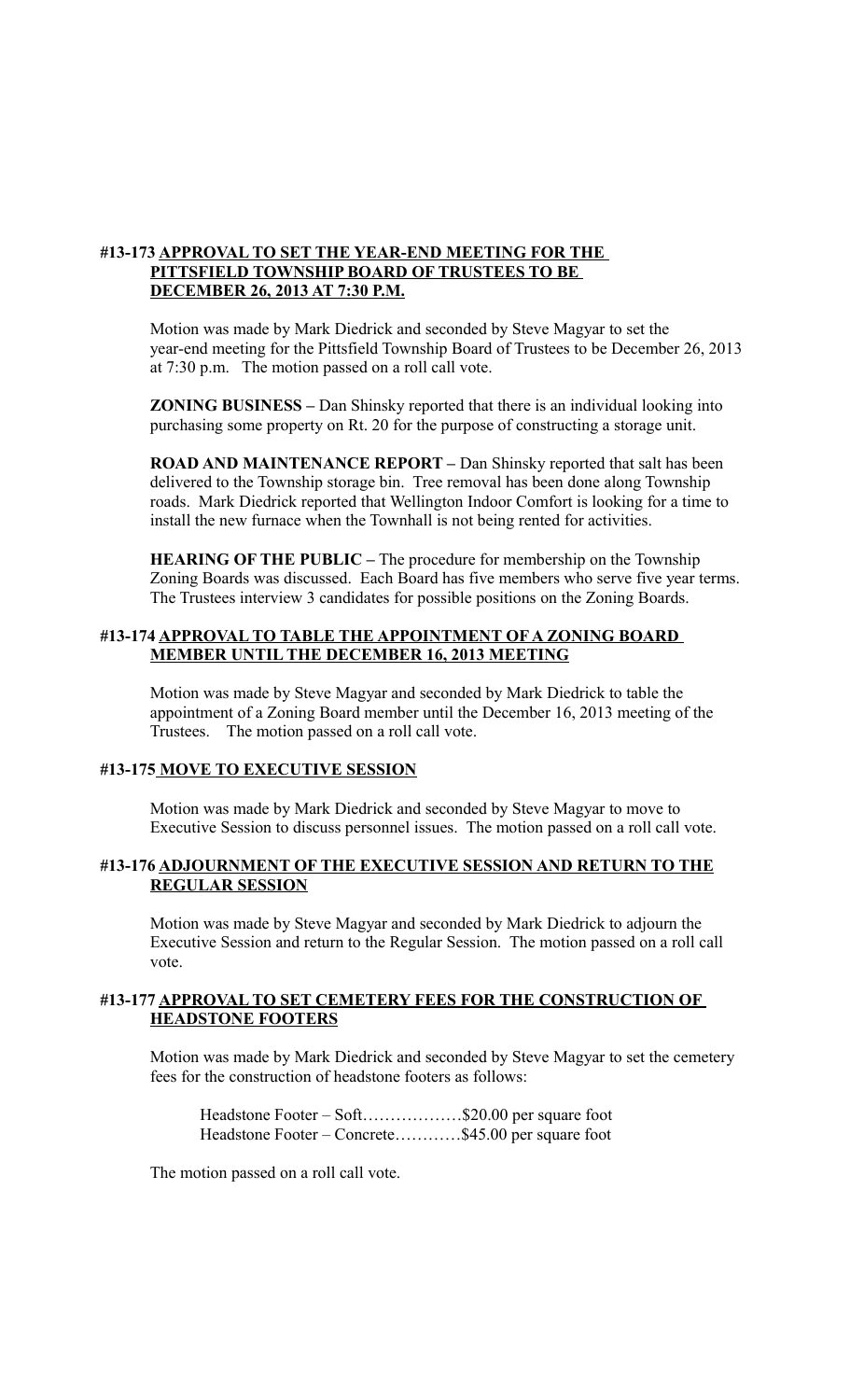**#13-173 APPROVAL TO SET THE YEAR-END MEETING FOR THE PITTSFIELD TOWNSHIP BOARD OF TRUSTEES TO BE DECEMBER 26, 2013 AT 7:30 P.M.**

Motion was made by Mark Diedrick and seconded by Steve Magyar to set the year-end meeting for the Pittsfield Township Board of Trustees to be December 26, 2013 at 7:30 p.m. The motion passed on a roll call vote.

**ZONING BUSINESS –** Dan Shinsky reported that there is an individual looking into purchasing some property on Rt. 20 for the purpose of constructing a storage unit.

**ROAD AND MAINTENANCE REPORT –** Dan Shinsky reported that salt has been delivered to the Township storage bin. Tree removal has been done along Township roads. Mark Diedrick reported that Wellington Indoor Comfort is looking for a time to install the new furnace when the Townhall is not being rented for activities.

**HEARING OF THE PUBLIC –** The procedure for membership on the Township Zoning Boards was discussed. Each Board has five members who serve five year terms. The Trustees interview 3 candidates for possible positions on the Zoning Boards.

**#13-174 APPROVAL TO TABLE THE APPOINTMENT OF A ZONING BOARD MEMBER UNTIL THE DECEMBER 16, 2013 MEETING**

Motion was made by Steve Magyar and seconded by Mark Diedrick to table the appointment of a Zoning Board member until the December 16, 2013 meeting of the Trustees. The motion passed on a roll call vote.

**#13-175 MOVE TO EXECUTIVE SESSION**

Motion was made by Mark Diedrick and seconded by Steve Magyar to move to Executive Session to discuss personnel issues. The motion passed on a roll call vote.

**#13-176 ADJOURNMENT OF THE EXECUTIVE SESSION AND RETURN TO THE REGULAR SESSION**

Motion was made by Steve Magyar and seconded by Mark Diedrick to adjourn the Executive Session and return to the Regular Session. The motion passed on a roll call vote.

**#13-177 APPROVAL TO SET CEMETERY FEES FOR THE CONSTRUCTION OF HEADSTONE FOOTERS**

Motion was made by Mark Diedrick and seconded by Steve Magyar to set the cemetery fees for the construction of headstone footers as follows:

Headstone Footer – Soft………………$20.00 per square foot
Headstone Footer – Concrete…………$45.00 per square foot

The motion passed on a roll call vote.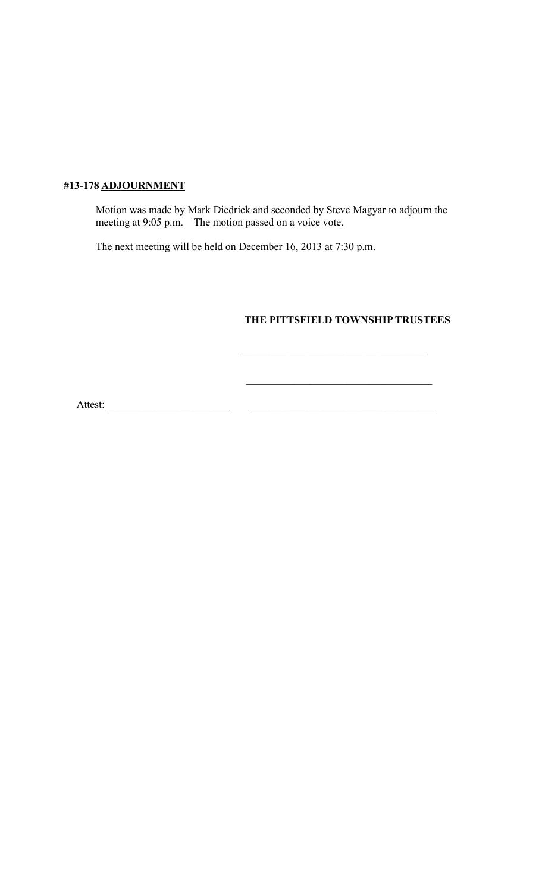**#13-178 ADJOURNMENT**

Motion was made by Mark Diedrick and seconded by Steve Magyar to adjourn the meeting at 9:05 p.m. The motion passed on a voice vote.

The next meeting will be held on December 16, 2013 at 7:30 p.m.

**THE PITTSFIELD TOWNSHIP TRUSTEES**

___________________________________

___________________________________

Attest: _______________________ ___________________________________